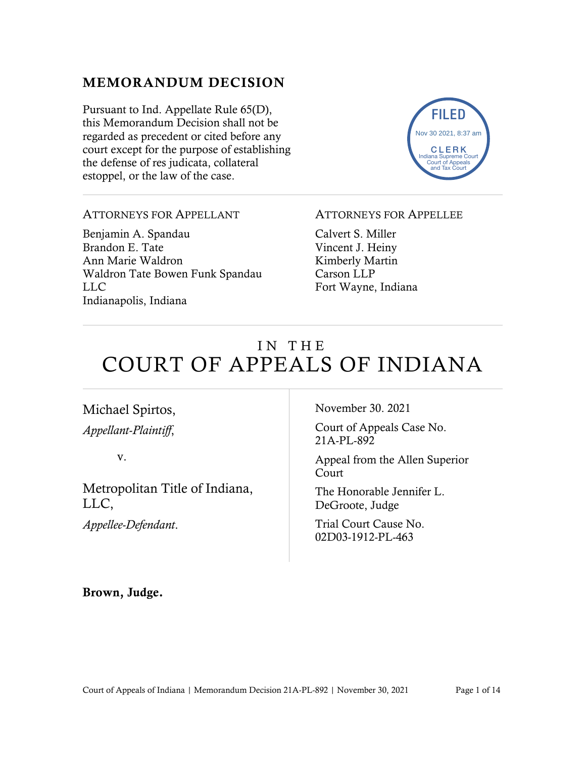## MEMORANDUM DECISION

Pursuant to Ind. Appellate Rule 65(D), this Memorandum Decision shall not be regarded as precedent or cited before any court except for the purpose of establishing the defense of res judicata, collateral estoppel, or the law of the case.

FILED
Nov 30 2021, 8:37 am
CLERK
Indiana Supreme Court
Court of Appeals
and Tax Court

ATTORNEYS FOR APPELLANT

Benjamin A. Spandau
Brandon E. Tate
Ann Marie Waldron
Waldron Tate Bowen Funk Spandau LLC
Indianapolis, Indiana

ATTORNEYS FOR APPELLEE

Calvert S. Miller
Vincent J. Heiny
Kimberly Martin
Carson LLP
Fort Wayne, Indiana

# IN THE COURT OF APPEALS OF INDIANA

Michael Spirtos,
*Appellant-Plaintiff*,

v.

Metropolitan Title of Indiana, LLC,
*Appellee-Defendant*.

November 30. 2021

Court of Appeals Case No. 21A-PL-892

Appeal from the Allen Superior Court

The Honorable Jennifer L. DeGroote, Judge

Trial Court Cause No. 02D03-1912-PL-463

**Brown, Judge.**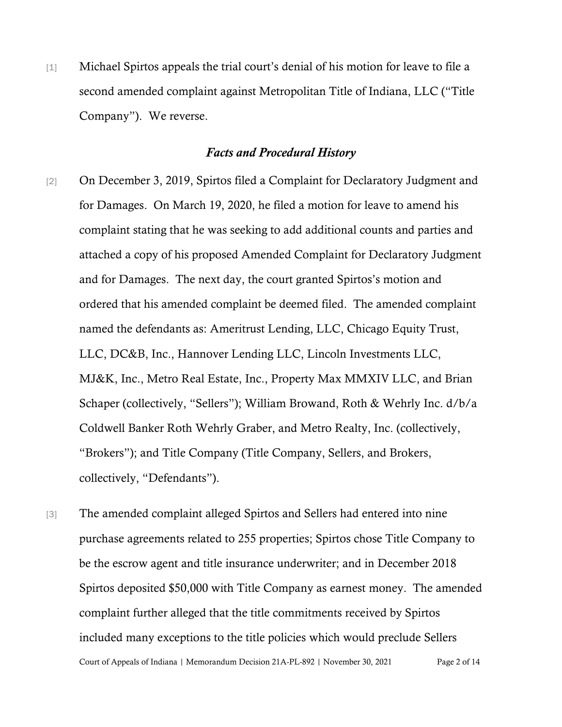[1] Michael Spirtos appeals the trial court's denial of his motion for leave to file a second amended complaint against Metropolitan Title of Indiana, LLC ("Title Company"). We reverse.

## *Facts and Procedural History*

[2] On December 3, 2019, Spirtos filed a Complaint for Declaratory Judgment and for Damages. On March 19, 2020, he filed a motion for leave to amend his complaint stating that he was seeking to add additional counts and parties and attached a copy of his proposed Amended Complaint for Declaratory Judgment and for Damages. The next day, the court granted Spirtos's motion and ordered that his amended complaint be deemed filed. The amended complaint named the defendants as: Ameritrust Lending, LLC, Chicago Equity Trust, LLC, DC&B, Inc., Hannover Lending LLC, Lincoln Investments LLC, MJ&K, Inc., Metro Real Estate, Inc., Property Max MMXIV LLC, and Brian Schaper (collectively, "Sellers"); William Browand, Roth & Wehrly Inc. d/b/a Coldwell Banker Roth Wehrly Graber, and Metro Realty, Inc. (collectively, "Brokers"); and Title Company (Title Company, Sellers, and Brokers, collectively, "Defendants").

[3] The amended complaint alleged Spirtos and Sellers had entered into nine purchase agreements related to 255 properties; Spirtos chose Title Company to be the escrow agent and title insurance underwriter; and in December 2018 Spirtos deposited $50,000 with Title Company as earnest money. The amended complaint further alleged that the title commitments received by Spirtos included many exceptions to the title policies which would preclude Sellers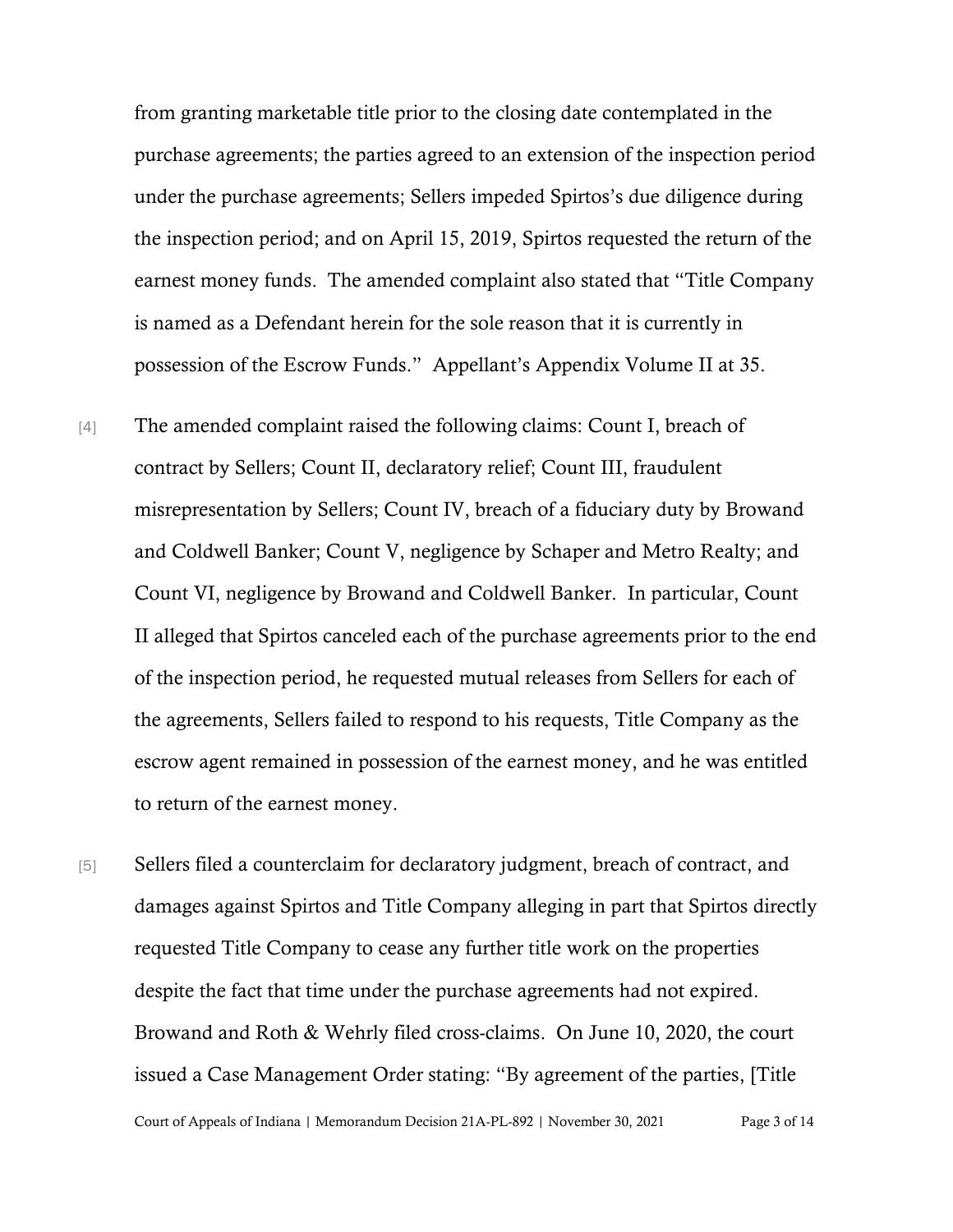from granting marketable title prior to the closing date contemplated in the purchase agreements; the parties agreed to an extension of the inspection period under the purchase agreements; Sellers impeded Spirtos's due diligence during the inspection period; and on April 15, 2019, Spirtos requested the return of the earnest money funds. The amended complaint also stated that "Title Company is named as a Defendant herein for the sole reason that it is currently in possession of the Escrow Funds." Appellant's Appendix Volume II at 35.

[4] The amended complaint raised the following claims: Count I, breach of contract by Sellers; Count II, declaratory relief; Count III, fraudulent misrepresentation by Sellers; Count IV, breach of a fiduciary duty by Browand and Coldwell Banker; Count V, negligence by Schaper and Metro Realty; and Count VI, negligence by Browand and Coldwell Banker. In particular, Count II alleged that Spirtos canceled each of the purchase agreements prior to the end of the inspection period, he requested mutual releases from Sellers for each of the agreements, Sellers failed to respond to his requests, Title Company as the escrow agent remained in possession of the earnest money, and he was entitled to return of the earnest money.

[5] Sellers filed a counterclaim for declaratory judgment, breach of contract, and damages against Spirtos and Title Company alleging in part that Spirtos directly requested Title Company to cease any further title work on the properties despite the fact that time under the purchase agreements had not expired. Browand and Roth & Wehrly filed cross-claims. On June 10, 2020, the court issued a Case Management Order stating: "By agreement of the parties, [Title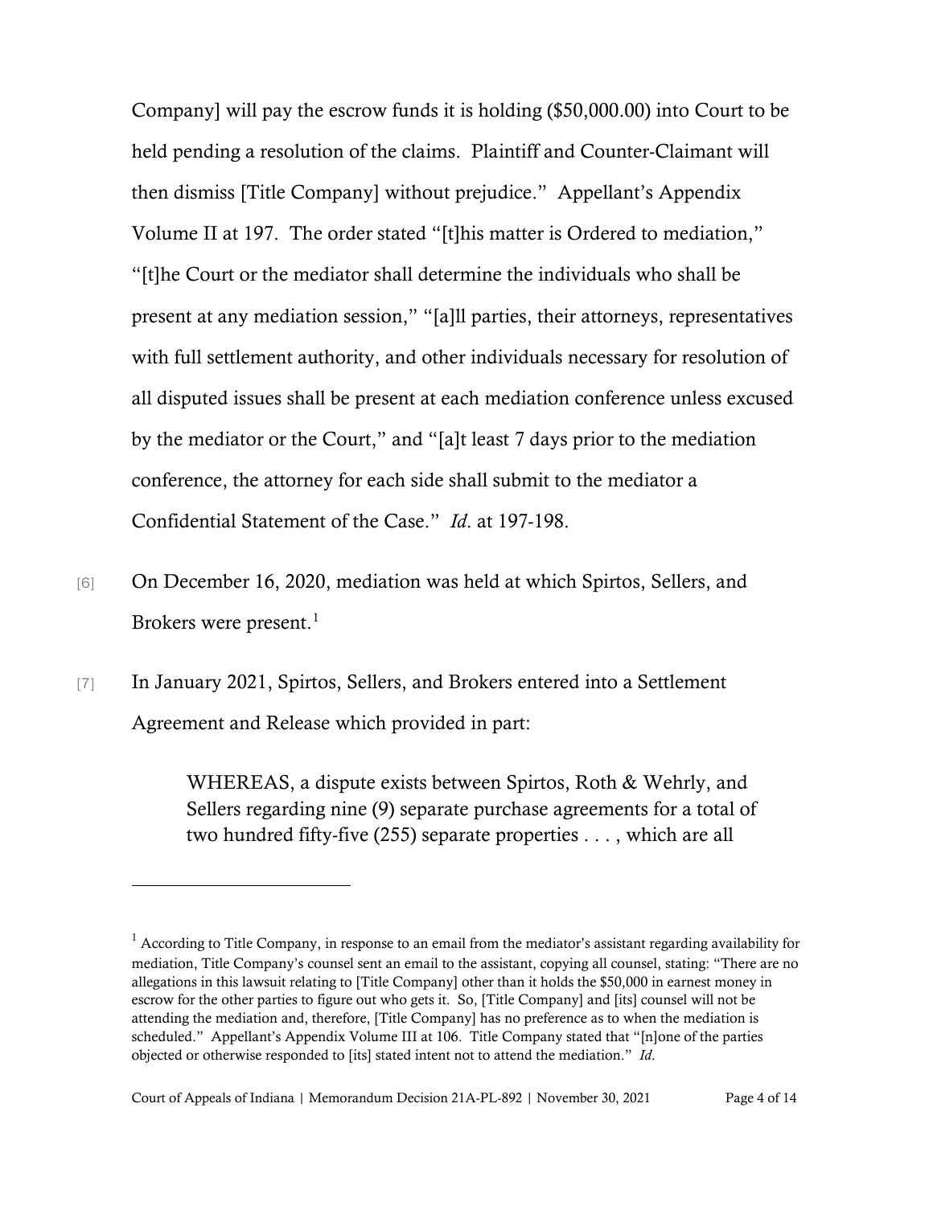Company] will pay the escrow funds it is holding ($50,000.00) into Court to be held pending a resolution of the claims. Plaintiff and Counter-Claimant will then dismiss [Title Company] without prejudice." Appellant's Appendix Volume II at 197. The order stated "[t]his matter is Ordered to mediation," "[t]he Court or the mediator shall determine the individuals who shall be present at any mediation session," "[a]ll parties, their attorneys, representatives with full settlement authority, and other individuals necessary for resolution of all disputed issues shall be present at each mediation conference unless excused by the mediator or the Court," and "[a]t least 7 days prior to the mediation conference, the attorney for each side shall submit to the mediator a Confidential Statement of the Case." *Id*. at 197-198.

[6] On December 16, 2020, mediation was held at which Spirtos, Sellers, and Brokers were present.[1]

[7] In January 2021, Spirtos, Sellers, and Brokers entered into a Settlement Agreement and Release which provided in part:

> WHEREAS, a dispute exists between Spirtos, Roth & Wehrly, and Sellers regarding nine (9) separate purchase agreements for a total of two hundred fifty-five (255) separate properties . . . , which are all

---

[1] According to Title Company, in response to an email from the mediator's assistant regarding availability for mediation, Title Company's counsel sent an email to the assistant, copying all counsel, stating: "There are no allegations in this lawsuit relating to [Title Company] other than it holds the $50,000 in earnest money in escrow for the other parties to figure out who gets it. So, [Title Company] and [its] counsel will not be attending the mediation and, therefore, [Title Company] has no preference as to when the mediation is scheduled." Appellant's Appendix Volume III at 106. Title Company stated that "[n]one of the parties objected or otherwise responded to [its] stated intent not to attend the mediation." *Id*.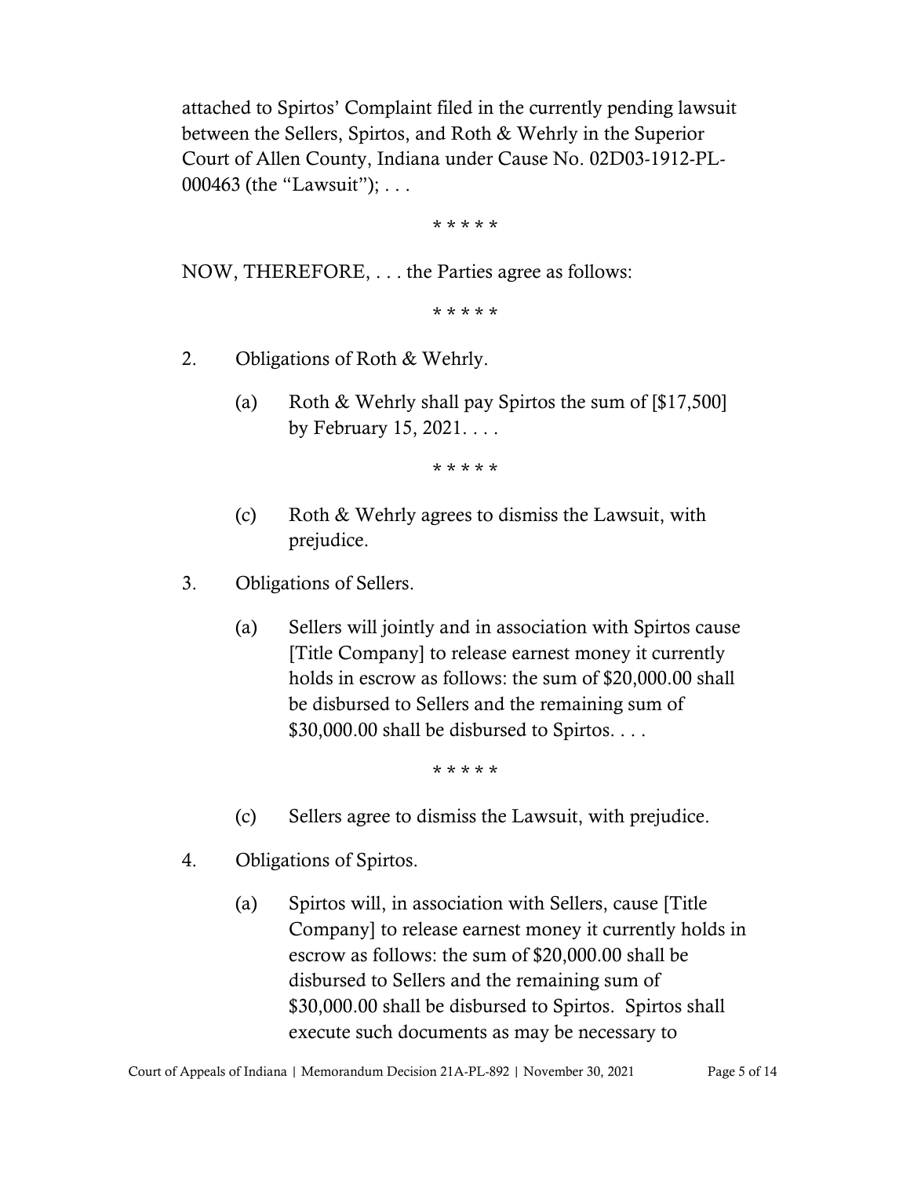attached to Spirtos' Complaint filed in the currently pending lawsuit between the Sellers, Spirtos, and Roth & Wehrly in the Superior Court of Allen County, Indiana under Cause No. 02D03-1912-PL-000463 (the "Lawsuit"); . . .

\* \* \* \* \*

NOW, THEREFORE, . . . the Parties agree as follows:

\* \* \* \* \*

2. Obligations of Roth & Wehrly.

   (a) Roth & Wehrly shall pay Spirtos the sum of [$17,500] by February 15, 2021. . . .

   \* \* \* \* \*

   (c) Roth & Wehrly agrees to dismiss the Lawsuit, with prejudice.

3. Obligations of Sellers.

   (a) Sellers will jointly and in association with Spirtos cause [Title Company] to release earnest money it currently holds in escrow as follows: the sum of $20,000.00 shall be disbursed to Sellers and the remaining sum of $30,000.00 shall be disbursed to Spirtos. . . .

   \* \* \* \* \*

   (c) Sellers agree to dismiss the Lawsuit, with prejudice.

4. Obligations of Spirtos.

   (a) Spirtos will, in association with Sellers, cause [Title Company] to release earnest money it currently holds in escrow as follows: the sum of $20,000.00 shall be disbursed to Sellers and the remaining sum of $30,000.00 shall be disbursed to Spirtos. Spirtos shall execute such documents as may be necessary to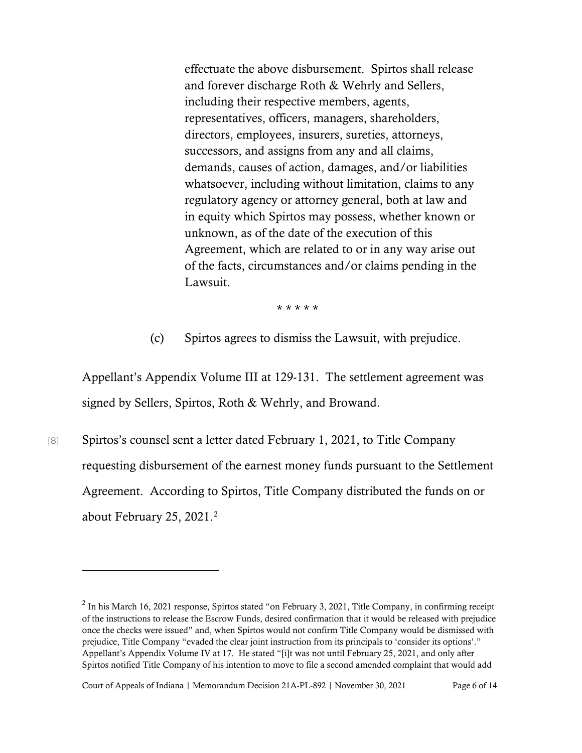> effectuate the above disbursement. Spirtos shall release and forever discharge Roth & Wehrly and Sellers, including their respective members, agents, representatives, officers, managers, shareholders, directors, employees, insurers, sureties, attorneys, successors, and assigns from any and all claims, demands, causes of action, damages, and/or liabilities whatsoever, including without limitation, claims to any regulatory agency or attorney general, both at law and in equity which Spirtos may possess, whether known or unknown, as of the date of the execution of this Agreement, which are related to or in any way arise out of the facts, circumstances and/or claims pending in the Lawsuit.
>
> \* \* \* \* \*
>
> (c) Spirtos agrees to dismiss the Lawsuit, with prejudice.

Appellant's Appendix Volume III at 129-131. The settlement agreement was signed by Sellers, Spirtos, Roth & Wehrly, and Browand.

[8] Spirtos's counsel sent a letter dated February 1, 2021, to Title Company requesting disbursement of the earnest money funds pursuant to the Settlement Agreement. According to Spirtos, Title Company distributed the funds on or about February 25, 2021.[2]

---

[2] In his March 16, 2021 response, Spirtos stated "on February 3, 2021, Title Company, in confirming receipt of the instructions to release the Escrow Funds, desired confirmation that it would be released with prejudice once the checks were issued" and, when Spirtos would not confirm Title Company would be dismissed with prejudice, Title Company "evaded the clear joint instruction from its principals to 'consider its options'." Appellant's Appendix Volume IV at 17. He stated "[i]t was not until February 25, 2021, and only after Spirtos notified Title Company of his intention to move to file a second amended complaint that would add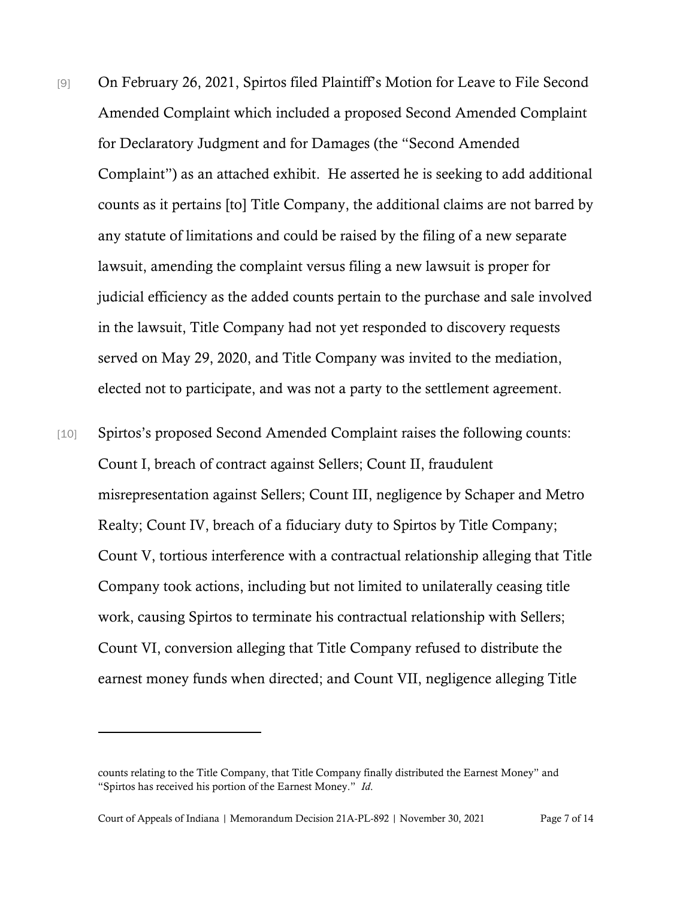[9] On February 26, 2021, Spirtos filed Plaintiff's Motion for Leave to File Second Amended Complaint which included a proposed Second Amended Complaint for Declaratory Judgment and for Damages (the "Second Amended Complaint") as an attached exhibit. He asserted he is seeking to add additional counts as it pertains [to] Title Company, the additional claims are not barred by any statute of limitations and could be raised by the filing of a new separate lawsuit, amending the complaint versus filing a new lawsuit is proper for judicial efficiency as the added counts pertain to the purchase and sale involved in the lawsuit, Title Company had not yet responded to discovery requests served on May 29, 2020, and Title Company was invited to the mediation, elected not to participate, and was not a party to the settlement agreement.

[10] Spirtos's proposed Second Amended Complaint raises the following counts: Count I, breach of contract against Sellers; Count II, fraudulent misrepresentation against Sellers; Count III, negligence by Schaper and Metro Realty; Count IV, breach of a fiduciary duty to Spirtos by Title Company; Count V, tortious interference with a contractual relationship alleging that Title Company took actions, including but not limited to unilaterally ceasing title work, causing Spirtos to terminate his contractual relationship with Sellers; Count VI, conversion alleging that Title Company refused to distribute the earnest money funds when directed; and Count VII, negligence alleging Title

---

counts relating to the Title Company, that Title Company finally distributed the Earnest Money" and "Spirtos has received his portion of the Earnest Money." *Id.*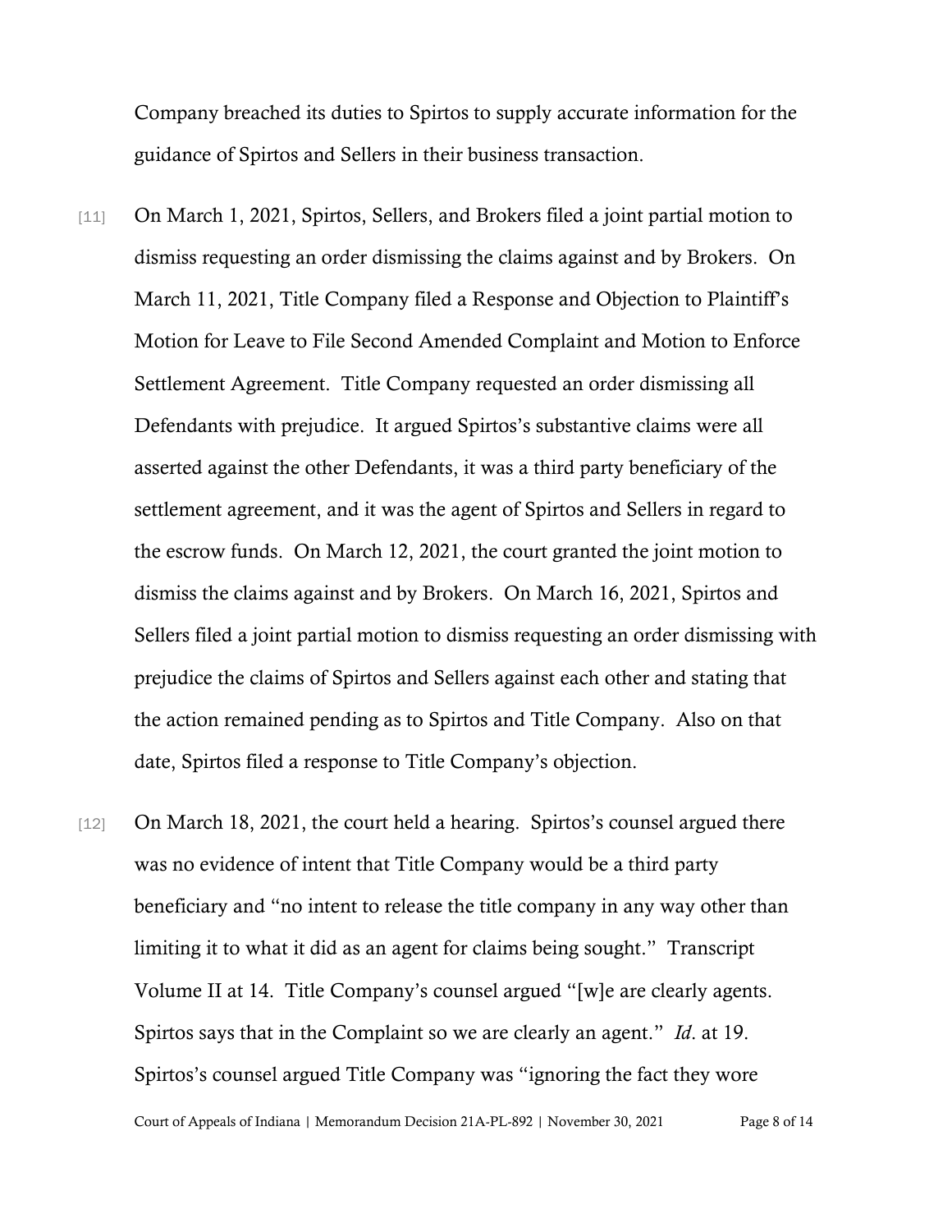Company breached its duties to Spirtos to supply accurate information for the guidance of Spirtos and Sellers in their business transaction.

[11] On March 1, 2021, Spirtos, Sellers, and Brokers filed a joint partial motion to dismiss requesting an order dismissing the claims against and by Brokers. On March 11, 2021, Title Company filed a Response and Objection to Plaintiff's Motion for Leave to File Second Amended Complaint and Motion to Enforce Settlement Agreement. Title Company requested an order dismissing all Defendants with prejudice. It argued Spirtos's substantive claims were all asserted against the other Defendants, it was a third party beneficiary of the settlement agreement, and it was the agent of Spirtos and Sellers in regard to the escrow funds. On March 12, 2021, the court granted the joint motion to dismiss the claims against and by Brokers. On March 16, 2021, Spirtos and Sellers filed a joint partial motion to dismiss requesting an order dismissing with prejudice the claims of Spirtos and Sellers against each other and stating that the action remained pending as to Spirtos and Title Company. Also on that date, Spirtos filed a response to Title Company's objection.

[12] On March 18, 2021, the court held a hearing. Spirtos's counsel argued there was no evidence of intent that Title Company would be a third party beneficiary and "no intent to release the title company in any way other than limiting it to what it did as an agent for claims being sought." Transcript Volume II at 14. Title Company's counsel argued "[w]e are clearly agents. Spirtos says that in the Complaint so we are clearly an agent." *Id*. at 19. Spirtos's counsel argued Title Company was "ignoring the fact they wore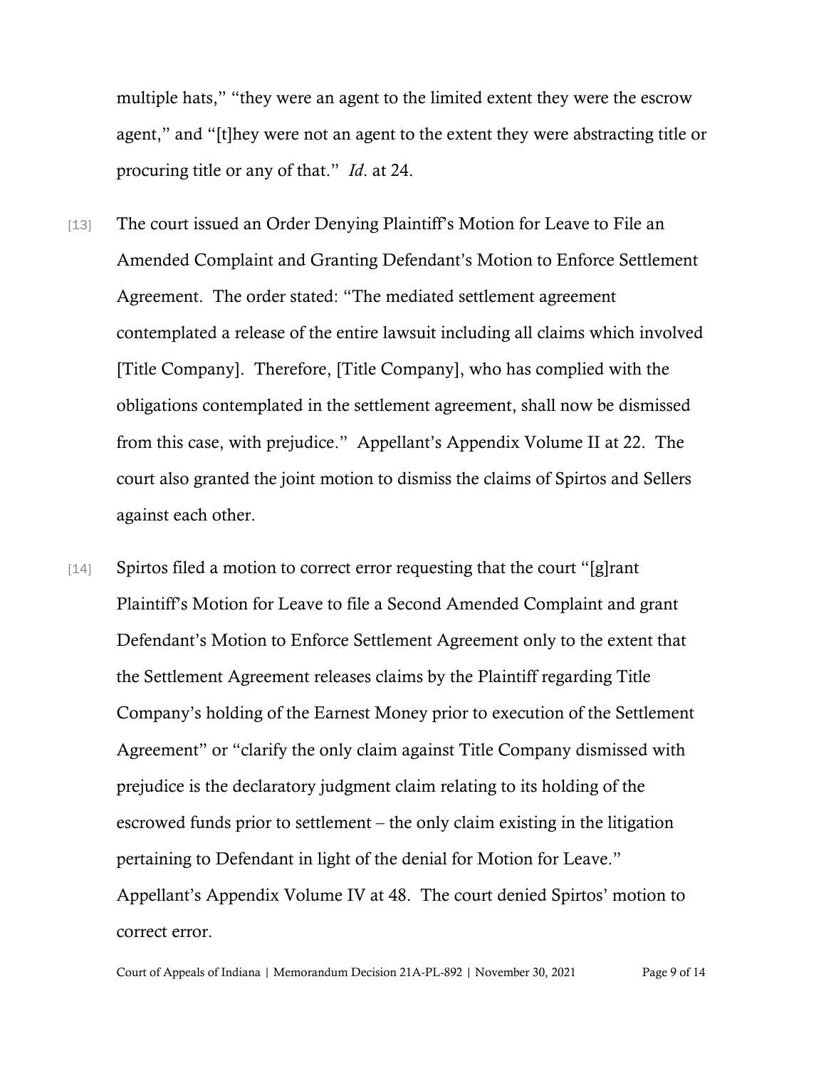multiple hats," "they were an agent to the limited extent they were the escrow agent," and "[t]hey were not an agent to the extent they were abstracting title or procuring title or any of that." *Id*. at 24.

[13] The court issued an Order Denying Plaintiff's Motion for Leave to File an Amended Complaint and Granting Defendant's Motion to Enforce Settlement Agreement. The order stated: "The mediated settlement agreement contemplated a release of the entire lawsuit including all claims which involved [Title Company]. Therefore, [Title Company], who has complied with the obligations contemplated in the settlement agreement, shall now be dismissed from this case, with prejudice." Appellant's Appendix Volume II at 22. The court also granted the joint motion to dismiss the claims of Spirtos and Sellers against each other.

[14] Spirtos filed a motion to correct error requesting that the court "[g]rant Plaintiff's Motion for Leave to file a Second Amended Complaint and grant Defendant's Motion to Enforce Settlement Agreement only to the extent that the Settlement Agreement releases claims by the Plaintiff regarding Title Company's holding of the Earnest Money prior to execution of the Settlement Agreement" or "clarify the only claim against Title Company dismissed with prejudice is the declaratory judgment claim relating to its holding of the escrowed funds prior to settlement – the only claim existing in the litigation pertaining to Defendant in light of the denial for Motion for Leave." Appellant's Appendix Volume IV at 48. The court denied Spirtos' motion to correct error.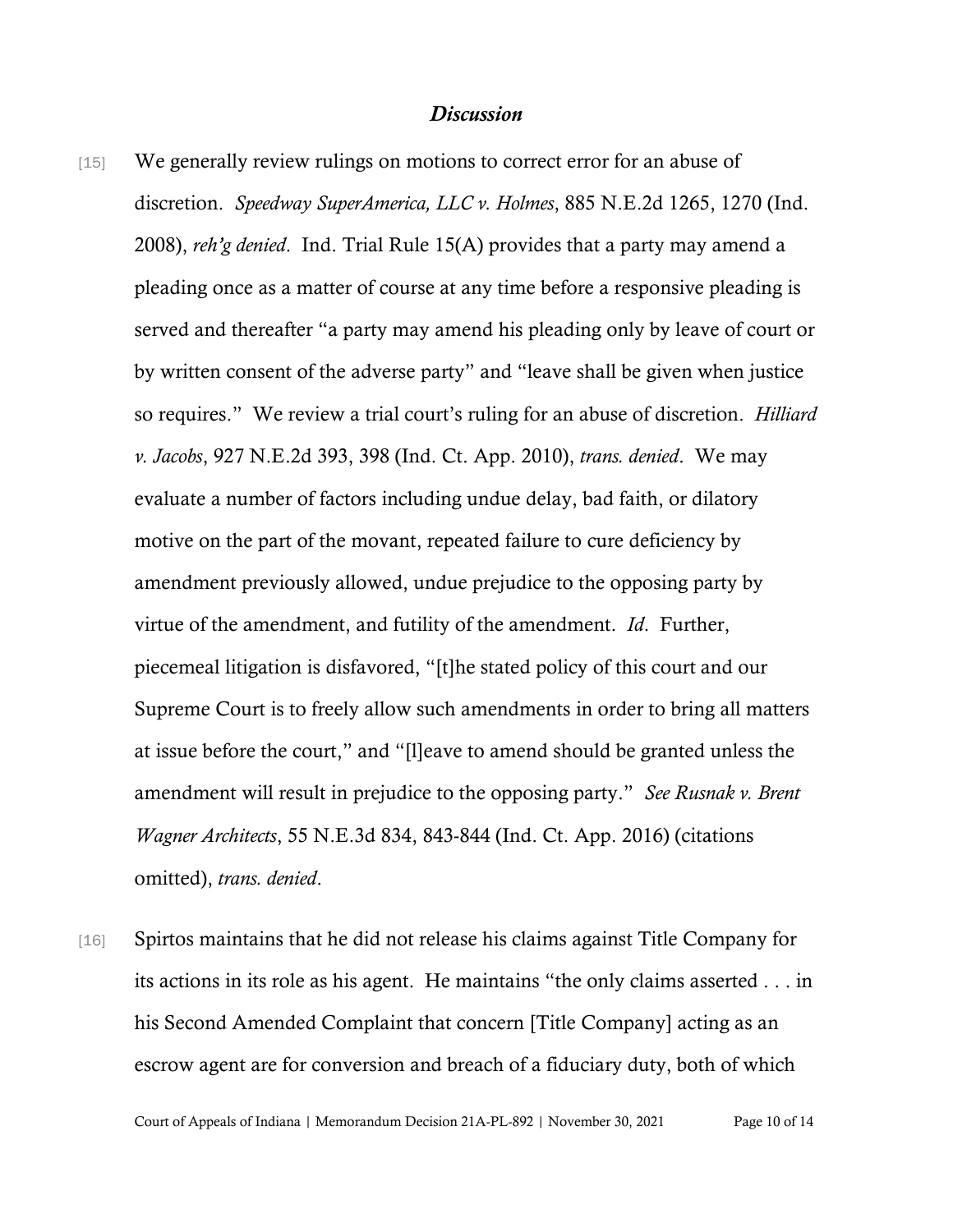## *Discussion*

[15] We generally review rulings on motions to correct error for an abuse of discretion. *Speedway SuperAmerica, LLC v. Holmes*, 885 N.E.2d 1265, 1270 (Ind. 2008), *reh'g denied*. Ind. Trial Rule 15(A) provides that a party may amend a pleading once as a matter of course at any time before a responsive pleading is served and thereafter "a party may amend his pleading only by leave of court or by written consent of the adverse party" and "leave shall be given when justice so requires." We review a trial court's ruling for an abuse of discretion. *Hilliard v. Jacobs*, 927 N.E.2d 393, 398 (Ind. Ct. App. 2010), *trans. denied*. We may evaluate a number of factors including undue delay, bad faith, or dilatory motive on the part of the movant, repeated failure to cure deficiency by amendment previously allowed, undue prejudice to the opposing party by virtue of the amendment, and futility of the amendment. *Id*. Further, piecemeal litigation is disfavored, "[t]he stated policy of this court and our Supreme Court is to freely allow such amendments in order to bring all matters at issue before the court," and "[l]eave to amend should be granted unless the amendment will result in prejudice to the opposing party." *See Rusnak v. Brent Wagner Architects*, 55 N.E.3d 834, 843-844 (Ind. Ct. App. 2016) (citations omitted), *trans. denied*.

[16] Spirtos maintains that he did not release his claims against Title Company for its actions in its role as his agent. He maintains "the only claims asserted . . . in his Second Amended Complaint that concern [Title Company] acting as an escrow agent are for conversion and breach of a fiduciary duty, both of which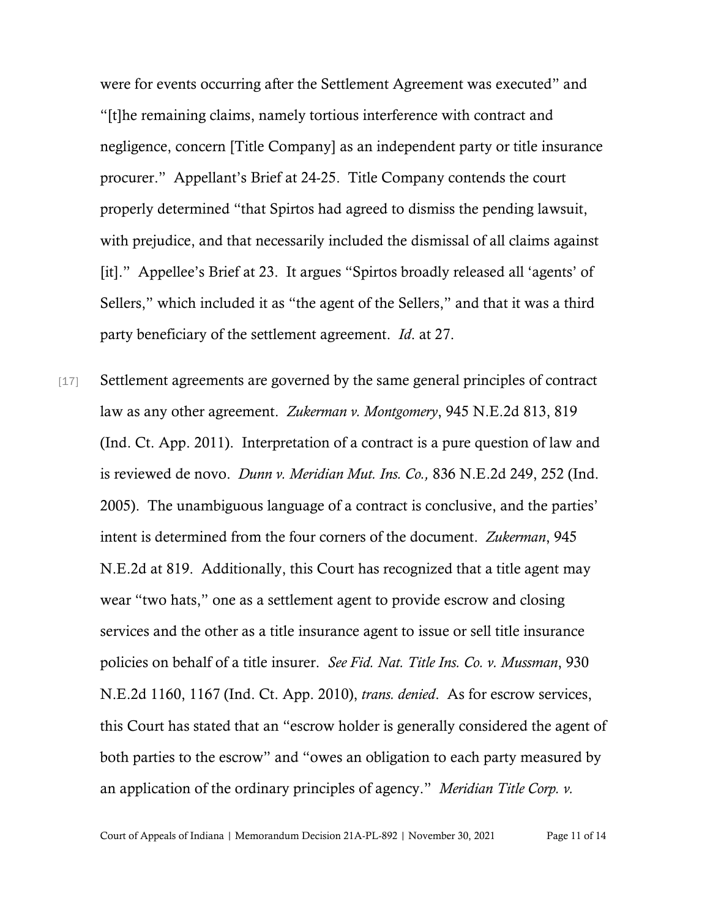were for events occurring after the Settlement Agreement was executed" and "[t]he remaining claims, namely tortious interference with contract and negligence, concern [Title Company] as an independent party or title insurance procurer." Appellant's Brief at 24-25. Title Company contends the court properly determined "that Spirtos had agreed to dismiss the pending lawsuit, with prejudice, and that necessarily included the dismissal of all claims against [it]." Appellee's Brief at 23. It argues "Spirtos broadly released all 'agents' of Sellers," which included it as "the agent of the Sellers," and that it was a third party beneficiary of the settlement agreement. *Id*. at 27.

[17] Settlement agreements are governed by the same general principles of contract law as any other agreement. *Zukerman v. Montgomery*, 945 N.E.2d 813, 819 (Ind. Ct. App. 2011). Interpretation of a contract is a pure question of law and is reviewed de novo. *Dunn v. Meridian Mut. Ins. Co.,* 836 N.E.2d 249, 252 (Ind. 2005). The unambiguous language of a contract is conclusive, and the parties' intent is determined from the four corners of the document. *Zukerman*, 945 N.E.2d at 819. Additionally, this Court has recognized that a title agent may wear "two hats," one as a settlement agent to provide escrow and closing services and the other as a title insurance agent to issue or sell title insurance policies on behalf of a title insurer. *See Fid. Nat. Title Ins. Co. v. Mussman*, 930 N.E.2d 1160, 1167 (Ind. Ct. App. 2010), *trans. denied*. As for escrow services, this Court has stated that an "escrow holder is generally considered the agent of both parties to the escrow" and "owes an obligation to each party measured by an application of the ordinary principles of agency." *Meridian Title Corp. v.*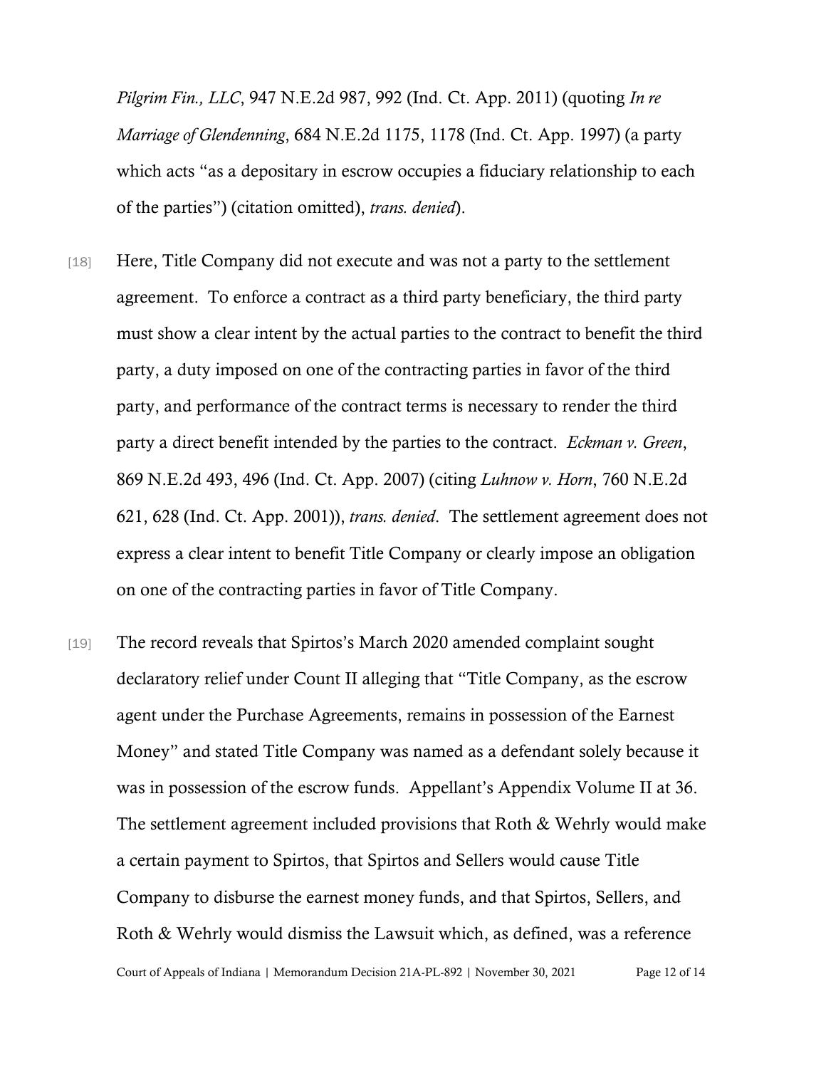*Pilgrim Fin., LLC*, 947 N.E.2d 987, 992 (Ind. Ct. App. 2011) (quoting *In re Marriage of Glendenning*, 684 N.E.2d 1175, 1178 (Ind. Ct. App. 1997) (a party which acts "as a depositary in escrow occupies a fiduciary relationship to each of the parties") (citation omitted), *trans. denied*).

[18] Here, Title Company did not execute and was not a party to the settlement agreement. To enforce a contract as a third party beneficiary, the third party must show a clear intent by the actual parties to the contract to benefit the third party, a duty imposed on one of the contracting parties in favor of the third party, and performance of the contract terms is necessary to render the third party a direct benefit intended by the parties to the contract. *Eckman v. Green*, 869 N.E.2d 493, 496 (Ind. Ct. App. 2007) (citing *Luhnow v. Horn*, 760 N.E.2d 621, 628 (Ind. Ct. App. 2001)), *trans. denied*. The settlement agreement does not express a clear intent to benefit Title Company or clearly impose an obligation on one of the contracting parties in favor of Title Company.

[19] The record reveals that Spirtos's March 2020 amended complaint sought declaratory relief under Count II alleging that "Title Company, as the escrow agent under the Purchase Agreements, remains in possession of the Earnest Money" and stated Title Company was named as a defendant solely because it was in possession of the escrow funds. Appellant's Appendix Volume II at 36. The settlement agreement included provisions that Roth & Wehrly would make a certain payment to Spirtos, that Spirtos and Sellers would cause Title Company to disburse the earnest money funds, and that Spirtos, Sellers, and Roth & Wehrly would dismiss the Lawsuit which, as defined, was a reference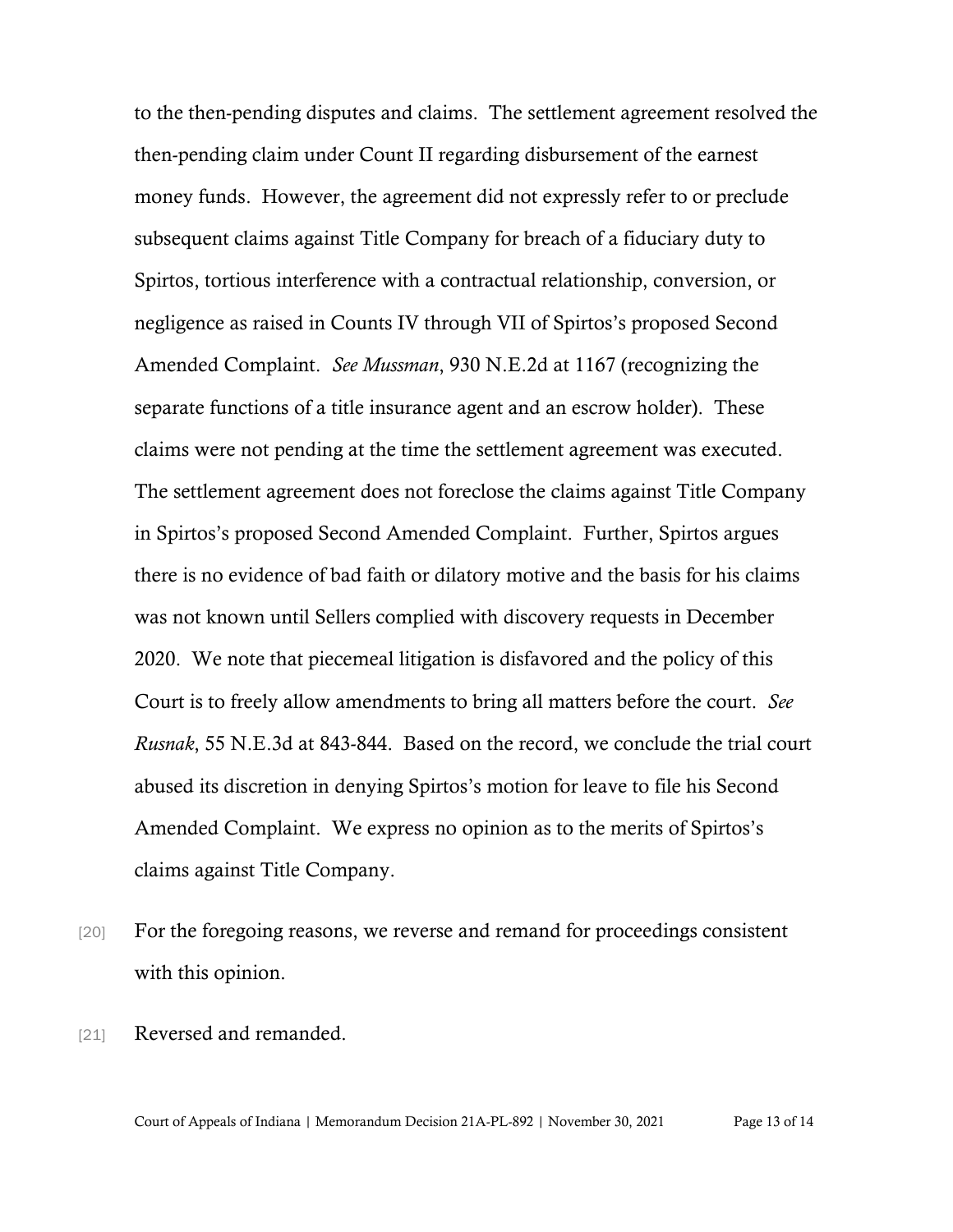to the then-pending disputes and claims. The settlement agreement resolved the then-pending claim under Count II regarding disbursement of the earnest money funds. However, the agreement did not expressly refer to or preclude subsequent claims against Title Company for breach of a fiduciary duty to Spirtos, tortious interference with a contractual relationship, conversion, or negligence as raised in Counts IV through VII of Spirtos's proposed Second Amended Complaint. *See Mussman*, 930 N.E.2d at 1167 (recognizing the separate functions of a title insurance agent and an escrow holder). These claims were not pending at the time the settlement agreement was executed. The settlement agreement does not foreclose the claims against Title Company in Spirtos's proposed Second Amended Complaint. Further, Spirtos argues there is no evidence of bad faith or dilatory motive and the basis for his claims was not known until Sellers complied with discovery requests in December 2020. We note that piecemeal litigation is disfavored and the policy of this Court is to freely allow amendments to bring all matters before the court. *See Rusnak*, 55 N.E.3d at 843-844. Based on the record, we conclude the trial court abused its discretion in denying Spirtos's motion for leave to file his Second Amended Complaint. We express no opinion as to the merits of Spirtos's claims against Title Company.

[20] For the foregoing reasons, we reverse and remand for proceedings consistent with this opinion.

[21] Reversed and remanded.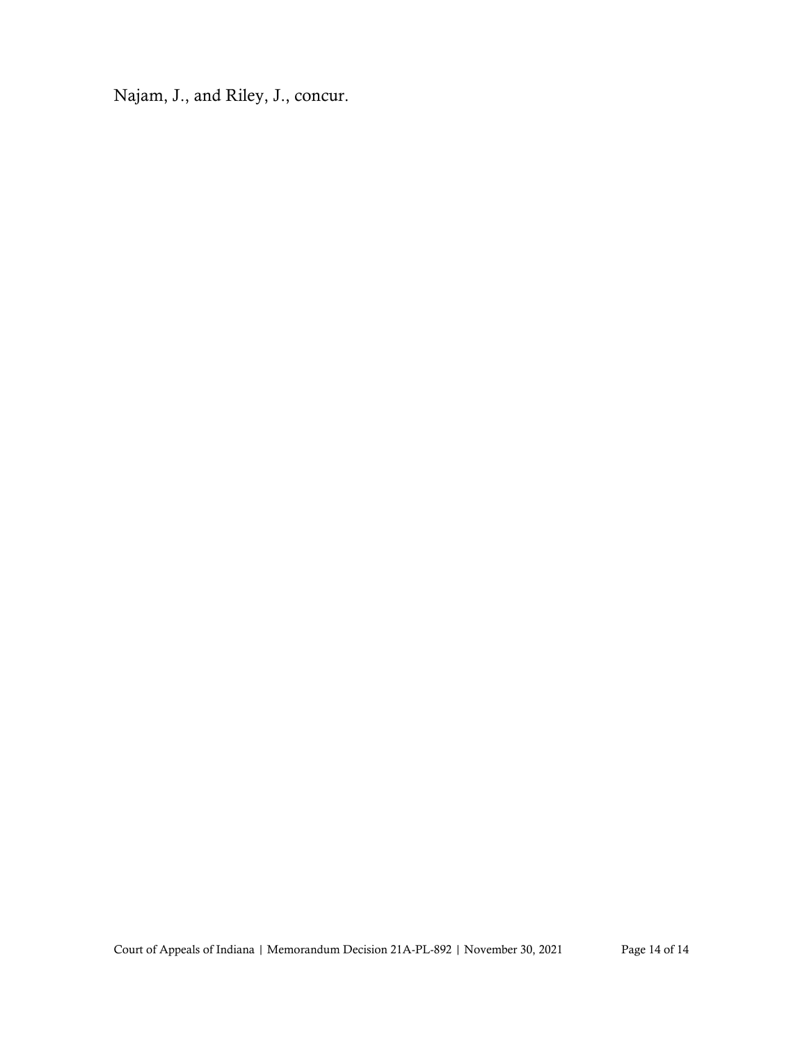Najam, J., and Riley, J., concur.